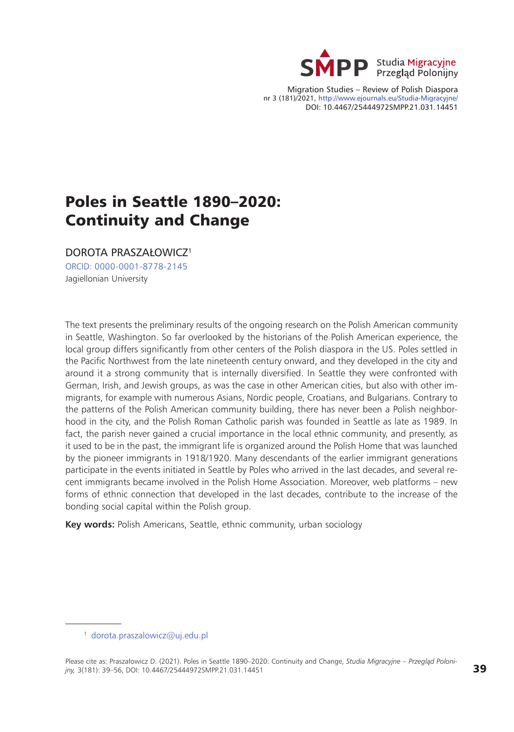# Poles in Seattle 1890–2020: Continuity and Change

DOROTA PRASZAŁOWICZ[1]

ORCID: 0000-0001-8778-2145

Jagiellonian University

The text presents the preliminary results of the ongoing research on the Polish American community in Seattle, Washington. So far overlooked by the historians of the Polish American experience, the local group differs significantly from other centers of the Polish diaspora in the US. Poles settled in the Pacific Northwest from the late nineteenth century onward, and they developed in the city and around it a strong community that is internally diversified. In Seattle they were confronted with German, Irish, and Jewish groups, as was the case in other American cities, but also with other immigrants, for example with numerous Asians, Nordic people, Croatians, and Bulgarians. Contrary to the patterns of the Polish American community building, there has never been a Polish neighborhood in the city, and the Polish Roman Catholic parish was founded in Seattle as late as 1989. In fact, the parish never gained a crucial importance in the local ethnic community, and presently, as it used to be in the past, the immigrant life is organized around the Polish Home that was launched by the pioneer immigrants in 1918/1920. Many descendants of the earlier immigrant generations participate in the events initiated in Seattle by Poles who arrived in the last decades, and several recent immigrants became involved in the Polish Home Association. Moreover, web platforms – new forms of ethnic connection that developed in the last decades, contribute to the increase of the bonding social capital within the Polish group.

**Key words:** Polish Americans, Seattle, ethnic community, urban sociology

---

[1] dorota.praszalowicz@uj.edu.pl

Please cite as: Praszałowicz D. (2021). Poles in Seattle 1890–2020: Continuity and Change, *Studia Migracyjne – Przegląd Polonijny,* 3(181): 39–56, DOI: 10.4467/25444972SMPP.21.031.14451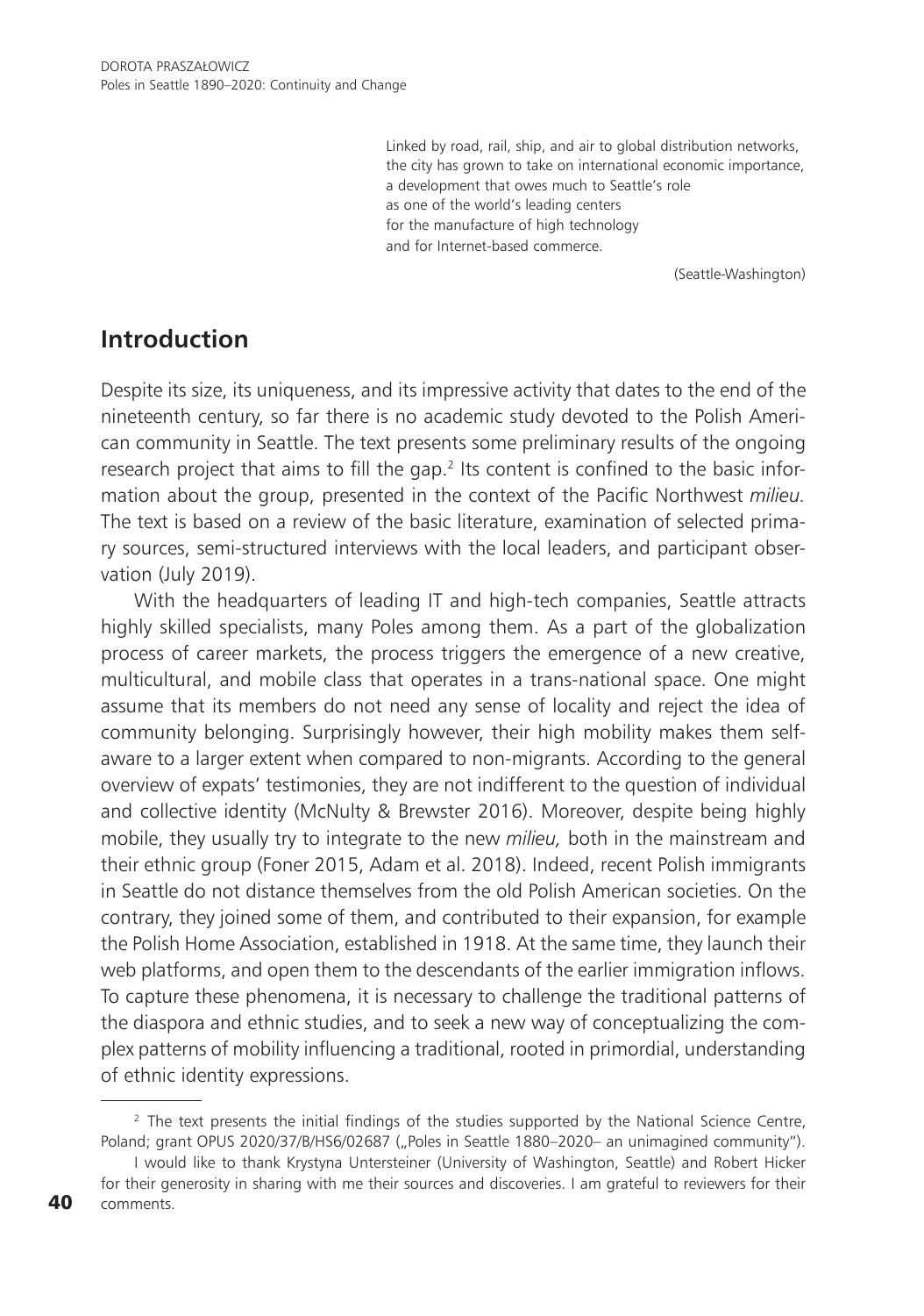> Linked by road, rail, ship, and air to global distribution networks,
> the city has grown to take on international economic importance,
> a development that owes much to Seattle's role
> as one of the world's leading centers
> for the manufacture of high technology
> and for Internet-based commerce.
>
> (Seattle-Washington)

## Introduction

Despite its size, its uniqueness, and its impressive activity that dates to the end of the nineteenth century, so far there is no academic study devoted to the Polish American community in Seattle. The text presents some preliminary results of the ongoing research project that aims to fill the gap.[2] Its content is confined to the basic information about the group, presented in the context of the Pacific Northwest *milieu.* The text is based on a review of the basic literature, examination of selected primary sources, semi-structured interviews with the local leaders, and participant observation (July 2019).

With the headquarters of leading IT and high-tech companies, Seattle attracts highly skilled specialists, many Poles among them. As a part of the globalization process of career markets, the process triggers the emergence of a new creative, multicultural, and mobile class that operates in a trans-national space. One might assume that its members do not need any sense of locality and reject the idea of community belonging. Surprisingly however, their high mobility makes them self-aware to a larger extent when compared to non-migrants. According to the general overview of expats' testimonies, they are not indifferent to the question of individual and collective identity (McNulty & Brewster 2016). Moreover, despite being highly mobile, they usually try to integrate to the new *milieu,* both in the mainstream and their ethnic group (Foner 2015, Adam et al. 2018). Indeed, recent Polish immigrants in Seattle do not distance themselves from the old Polish American societies. On the contrary, they joined some of them, and contributed to their expansion, for example the Polish Home Association, established in 1918. At the same time, they launch their web platforms, and open them to the descendants of the earlier immigration inflows. To capture these phenomena, it is necessary to challenge the traditional patterns of the diaspora and ethnic studies, and to seek a new way of conceptualizing the complex patterns of mobility influencing a traditional, rooted in primordial, understanding of ethnic identity expressions.

---

[2] The text presents the initial findings of the studies supported by the National Science Centre, Poland; grant OPUS 2020/37/B/HS6/02687 („Poles in Seattle 1880–2020– an unimagined community").

I would like to thank Krystyna Untersteiner (University of Washington, Seattle) and Robert Hicker for their generosity in sharing with me their sources and discoveries. I am grateful to reviewers for their comments.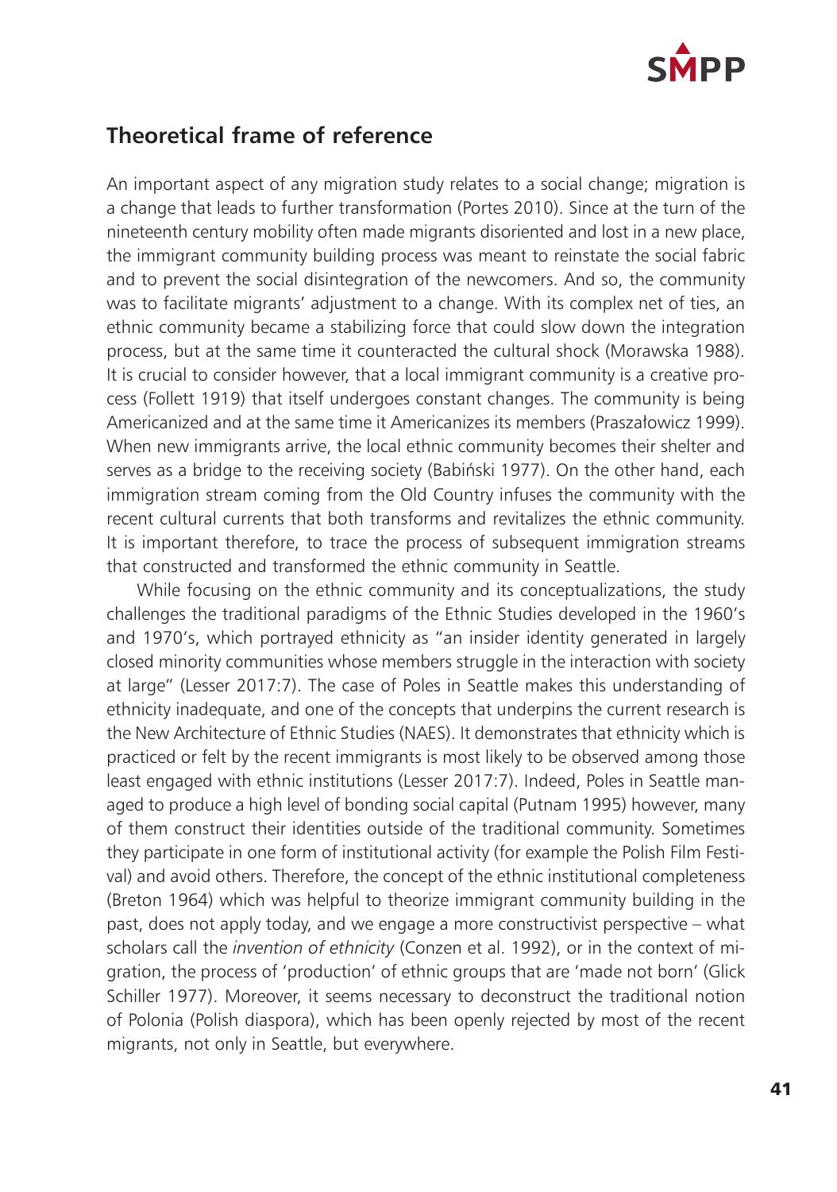## Theoretical frame of reference

An important aspect of any migration study relates to a social change; migration is a change that leads to further transformation (Portes 2010). Since at the turn of the nineteenth century mobility often made migrants disoriented and lost in a new place, the immigrant community building process was meant to reinstate the social fabric and to prevent the social disintegration of the newcomers. And so, the community was to facilitate migrants' adjustment to a change. With its complex net of ties, an ethnic community became a stabilizing force that could slow down the integration process, but at the same time it counteracted the cultural shock (Morawska 1988). It is crucial to consider however, that a local immigrant community is a creative process (Follett 1919) that itself undergoes constant changes. The community is being Americanized and at the same time it Americanizes its members (Praszałowicz 1999). When new immigrants arrive, the local ethnic community becomes their shelter and serves as a bridge to the receiving society (Babiński 1977). On the other hand, each immigration stream coming from the Old Country infuses the community with the recent cultural currents that both transforms and revitalizes the ethnic community. It is important therefore, to trace the process of subsequent immigration streams that constructed and transformed the ethnic community in Seattle.

While focusing on the ethnic community and its conceptualizations, the study challenges the traditional paradigms of the Ethnic Studies developed in the 1960's and 1970's, which portrayed ethnicity as "an insider identity generated in largely closed minority communities whose members struggle in the interaction with society at large" (Lesser 2017:7). The case of Poles in Seattle makes this understanding of ethnicity inadequate, and one of the concepts that underpins the current research is the New Architecture of Ethnic Studies (NAES). It demonstrates that ethnicity which is practiced or felt by the recent immigrants is most likely to be observed among those least engaged with ethnic institutions (Lesser 2017:7). Indeed, Poles in Seattle managed to produce a high level of bonding social capital (Putnam 1995) however, many of them construct their identities outside of the traditional community. Sometimes they participate in one form of institutional activity (for example the Polish Film Festival) and avoid others. Therefore, the concept of the ethnic institutional completeness (Breton 1964) which was helpful to theorize immigrant community building in the past, does not apply today, and we engage a more constructivist perspective – what scholars call the *invention of ethnicity* (Conzen et al. 1992), or in the context of migration, the process of 'production' of ethnic groups that are 'made not born' (Glick Schiller 1977). Moreover, it seems necessary to deconstruct the traditional notion of Polonia (Polish diaspora), which has been openly rejected by most of the recent migrants, not only in Seattle, but everywhere.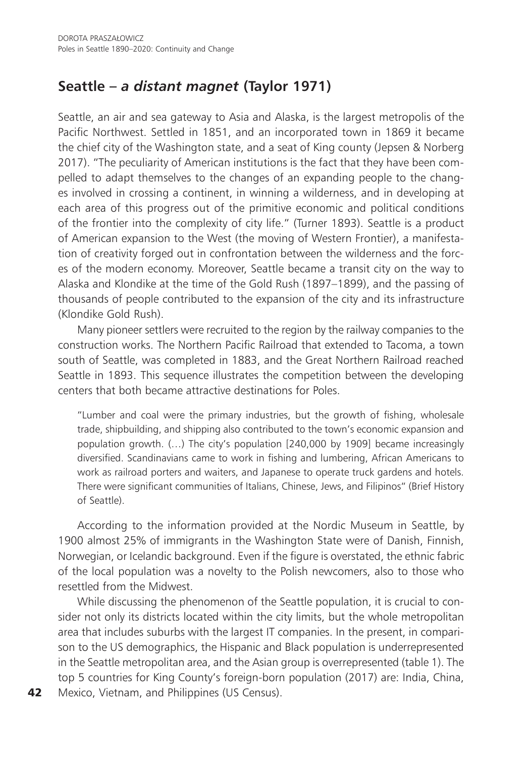## Seattle – *a distant magnet* (Taylor 1971)

Seattle, an air and sea gateway to Asia and Alaska, is the largest metropolis of the Pacific Northwest. Settled in 1851, and an incorporated town in 1869 it became the chief city of the Washington state, and a seat of King county (Jepsen & Norberg 2017). "The peculiarity of American institutions is the fact that they have been compelled to adapt themselves to the changes of an expanding people to the changes involved in crossing a continent, in winning a wilderness, and in developing at each area of this progress out of the primitive economic and political conditions of the frontier into the complexity of city life." (Turner 1893). Seattle is a product of American expansion to the West (the moving of Western Frontier), a manifestation of creativity forged out in confrontation between the wilderness and the forces of the modern economy. Moreover, Seattle became a transit city on the way to Alaska and Klondike at the time of the Gold Rush (1897–1899), and the passing of thousands of people contributed to the expansion of the city and its infrastructure (Klondike Gold Rush).

Many pioneer settlers were recruited to the region by the railway companies to the construction works. The Northern Pacific Railroad that extended to Tacoma, a town south of Seattle, was completed in 1883, and the Great Northern Railroad reached Seattle in 1893. This sequence illustrates the competition between the developing centers that both became attractive destinations for Poles.

> "Lumber and coal were the primary industries, but the growth of fishing, wholesale trade, shipbuilding, and shipping also contributed to the town's economic expansion and population growth. (…) The city's population [240,000 by 1909] became increasingly diversified. Scandinavians came to work in fishing and lumbering, African Americans to work as railroad porters and waiters, and Japanese to operate truck gardens and hotels. There were significant communities of Italians, Chinese, Jews, and Filipinos" (Brief History of Seattle).

According to the information provided at the Nordic Museum in Seattle, by 1900 almost 25% of immigrants in the Washington State were of Danish, Finnish, Norwegian, or Icelandic background. Even if the figure is overstated, the ethnic fabric of the local population was a novelty to the Polish newcomers, also to those who resettled from the Midwest.

While discussing the phenomenon of the Seattle population, it is crucial to consider not only its districts located within the city limits, but the whole metropolitan area that includes suburbs with the largest IT companies. In the present, in comparison to the US demographics, the Hispanic and Black population is underrepresented in the Seattle metropolitan area, and the Asian group is overrepresented (table 1). The top 5 countries for King County's foreign-born population (2017) are: India, China, Mexico, Vietnam, and Philippines (US Census).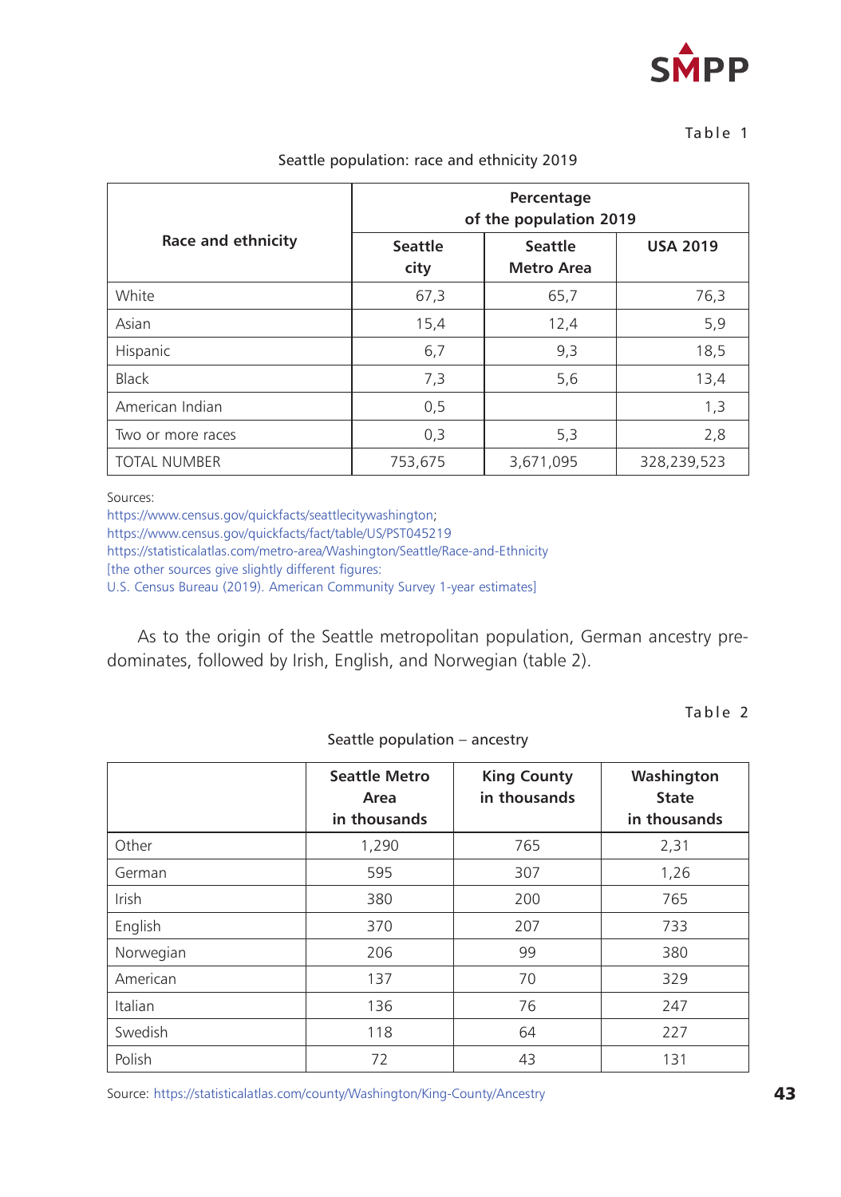Table 1

Seattle population: race and ethnicity 2019

| Race and ethnicity | Percentage of the population 2019 | | |
|---|---|---|---|
| | Seattle city | Seattle Metro Area | USA 2019 |
| White | 67,3 | 65,7 | 76,3 |
| Asian | 15,4 | 12,4 | 5,9 |
| Hispanic | 6,7 | 9,3 | 18,5 |
| Black | 7,3 | 5,6 | 13,4 |
| American Indian | 0,5 | | 1,3 |
| Two or more races | 0,3 | 5,3 | 2,8 |
| TOTAL NUMBER | 753,675 | 3,671,095 | 328,239,523 |

Sources:
https://www.census.gov/quickfacts/seattlecitywashington;
https://www.census.gov/quickfacts/fact/table/US/PST045219
https://statisticalatlas.com/metro-area/Washington/Seattle/Race-and-Ethnicity
[the other sources give slightly different figures:
U.S. Census Bureau (2019). American Community Survey 1-year estimates]

As to the origin of the Seattle metropolitan population, German ancestry predominates, followed by Irish, English, and Norwegian (table 2).

Table 2

Seattle population – ancestry

| | Seattle Metro Area in thousands | King County in thousands | Washington State in thousands |
|---|---|---|---|
| Other | 1,290 | 765 | 2,31 |
| German | 595 | 307 | 1,26 |
| Irish | 380 | 200 | 765 |
| English | 370 | 207 | 733 |
| Norwegian | 206 | 99 | 380 |
| American | 137 | 70 | 329 |
| Italian | 136 | 76 | 247 |
| Swedish | 118 | 64 | 227 |
| Polish | 72 | 43 | 131 |

Source: https://statisticalatlas.com/county/Washington/King-County/Ancestry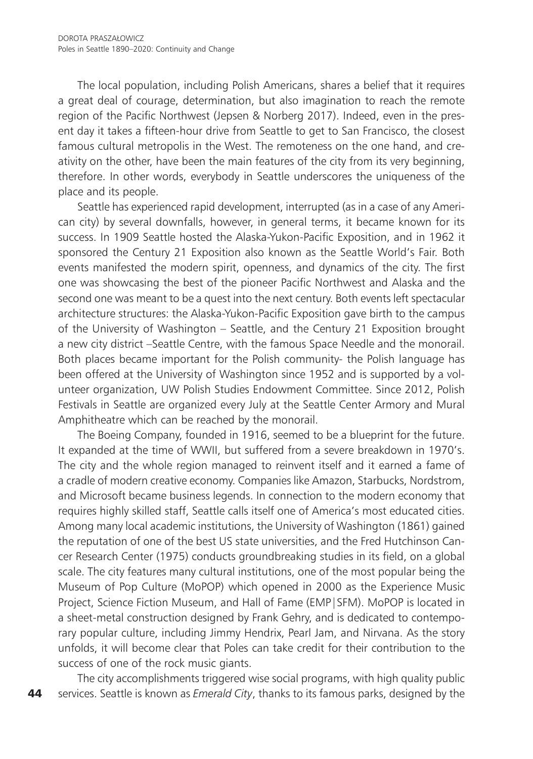The local population, including Polish Americans, shares a belief that it requires a great deal of courage, determination, but also imagination to reach the remote region of the Pacific Northwest (Jepsen & Norberg 2017). Indeed, even in the present day it takes a fifteen-hour drive from Seattle to get to San Francisco, the closest famous cultural metropolis in the West. The remoteness on the one hand, and creativity on the other, have been the main features of the city from its very beginning, therefore. In other words, everybody in Seattle underscores the uniqueness of the place and its people.

Seattle has experienced rapid development, interrupted (as in a case of any American city) by several downfalls, however, in general terms, it became known for its success. In 1909 Seattle hosted the Alaska-Yukon-Pacific Exposition, and in 1962 it sponsored the Century 21 Exposition also known as the Seattle World's Fair. Both events manifested the modern spirit, openness, and dynamics of the city. The first one was showcasing the best of the pioneer Pacific Northwest and Alaska and the second one was meant to be a quest into the next century. Both events left spectacular architecture structures: the Alaska-Yukon-Pacific Exposition gave birth to the campus of the University of Washington – Seattle, and the Century 21 Exposition brought a new city district –Seattle Centre, with the famous Space Needle and the monorail. Both places became important for the Polish community- the Polish language has been offered at the University of Washington since 1952 and is supported by a volunteer organization, UW Polish Studies Endowment Committee. Since 2012, Polish Festivals in Seattle are organized every July at the Seattle Center Armory and Mural Amphitheatre which can be reached by the monorail.

The Boeing Company, founded in 1916, seemed to be a blueprint for the future. It expanded at the time of WWII, but suffered from a severe breakdown in 1970's. The city and the whole region managed to reinvent itself and it earned a fame of a cradle of modern creative economy. Companies like Amazon, Starbucks, Nordstrom, and Microsoft became business legends. In connection to the modern economy that requires highly skilled staff, Seattle calls itself one of America's most educated cities. Among many local academic institutions, the University of Washington (1861) gained the reputation of one of the best US state universities, and the Fred Hutchinson Cancer Research Center (1975) conducts groundbreaking studies in its field, on a global scale. The city features many cultural institutions, one of the most popular being the Museum of Pop Culture (MoPOP) which opened in 2000 as the Experience Music Project, Science Fiction Museum, and Hall of Fame (EMP|SFM). MoPOP is located in a sheet-metal construction designed by Frank Gehry, and is dedicated to contemporary popular culture, including Jimmy Hendrix, Pearl Jam, and Nirvana. As the story unfolds, it will become clear that Poles can take credit for their contribution to the success of one of the rock music giants.

The city accomplishments triggered wise social programs, with high quality public services. Seattle is known as *Emerald City*, thanks to its famous parks, designed by the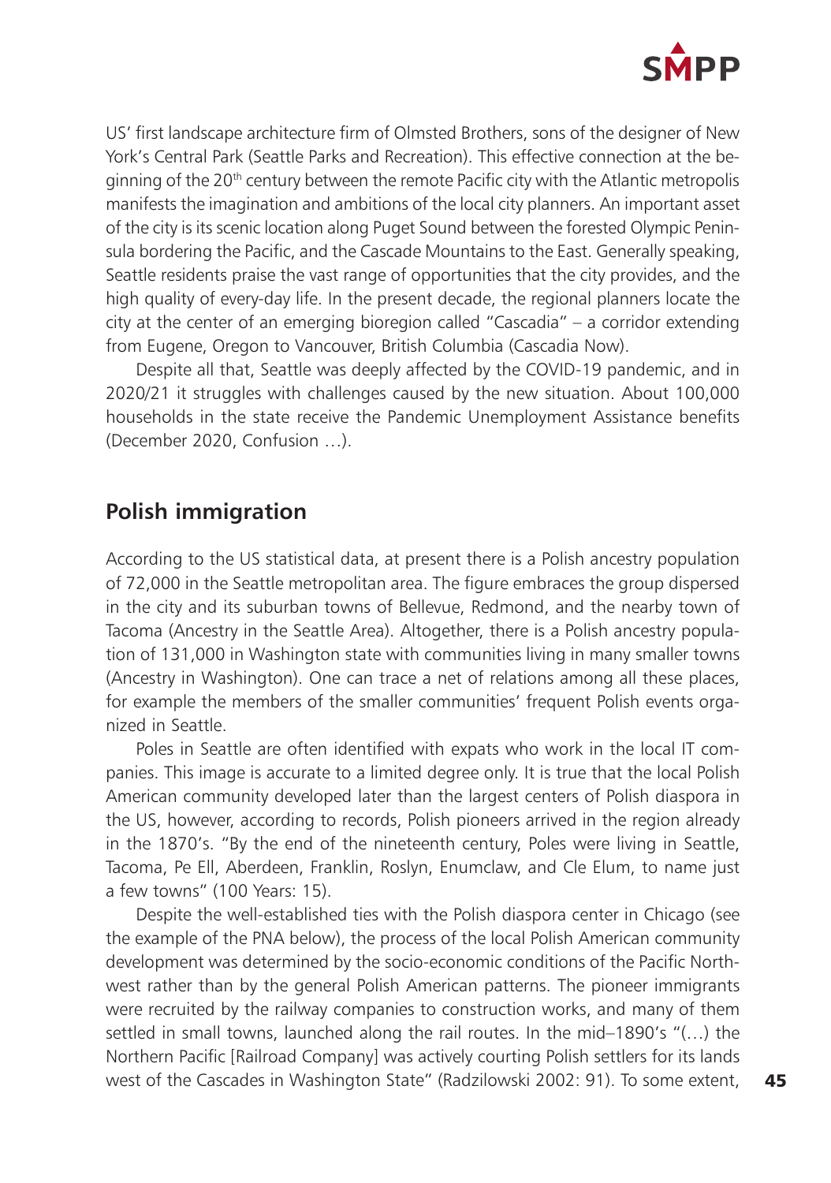US' first landscape architecture firm of Olmsted Brothers, sons of the designer of New York's Central Park (Seattle Parks and Recreation). This effective connection at the beginning of the 20th century between the remote Pacific city with the Atlantic metropolis manifests the imagination and ambitions of the local city planners. An important asset of the city is its scenic location along Puget Sound between the forested Olympic Peninsula bordering the Pacific, and the Cascade Mountains to the East. Generally speaking, Seattle residents praise the vast range of opportunities that the city provides, and the high quality of every-day life. In the present decade, the regional planners locate the city at the center of an emerging bioregion called "Cascadia" – a corridor extending from Eugene, Oregon to Vancouver, British Columbia (Cascadia Now).

Despite all that, Seattle was deeply affected by the COVID-19 pandemic, and in 2020/21 it struggles with challenges caused by the new situation. About 100,000 households in the state receive the Pandemic Unemployment Assistance benefits (December 2020, Confusion …).

## Polish immigration

According to the US statistical data, at present there is a Polish ancestry population of 72,000 in the Seattle metropolitan area. The figure embraces the group dispersed in the city and its suburban towns of Bellevue, Redmond, and the nearby town of Tacoma (Ancestry in the Seattle Area). Altogether, there is a Polish ancestry population of 131,000 in Washington state with communities living in many smaller towns (Ancestry in Washington). One can trace a net of relations among all these places, for example the members of the smaller communities' frequent Polish events organized in Seattle.

Poles in Seattle are often identified with expats who work in the local IT companies. This image is accurate to a limited degree only. It is true that the local Polish American community developed later than the largest centers of Polish diaspora in the US, however, according to records, Polish pioneers arrived in the region already in the 1870's. "By the end of the nineteenth century, Poles were living in Seattle, Tacoma, Pe Ell, Aberdeen, Franklin, Roslyn, Enumclaw, and Cle Elum, to name just a few towns" (100 Years: 15).

Despite the well-established ties with the Polish diaspora center in Chicago (see the example of the PNA below), the process of the local Polish American community development was determined by the socio-economic conditions of the Pacific Northwest rather than by the general Polish American patterns. The pioneer immigrants were recruited by the railway companies to construction works, and many of them settled in small towns, launched along the rail routes. In the mid–1890's "(…) the Northern Pacific [Railroad Company] was actively courting Polish settlers for its lands west of the Cascades in Washington State" (Radzilowski 2002: 91). To some extent,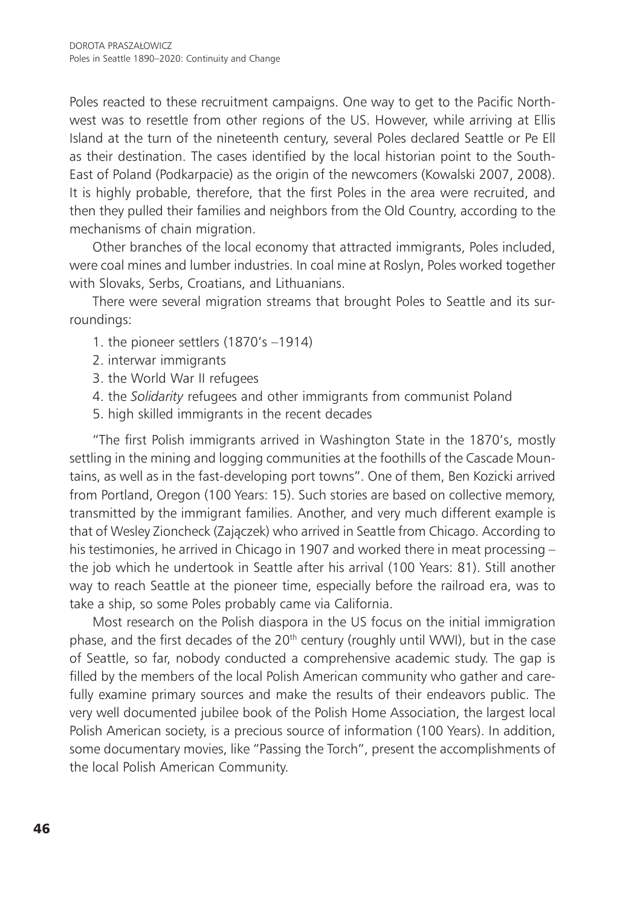Poles reacted to these recruitment campaigns. One way to get to the Pacific Northwest was to resettle from other regions of the US. However, while arriving at Ellis Island at the turn of the nineteenth century, several Poles declared Seattle or Pe Ell as their destination. The cases identified by the local historian point to the South-East of Poland (Podkarpacie) as the origin of the newcomers (Kowalski 2007, 2008). It is highly probable, therefore, that the first Poles in the area were recruited, and then they pulled their families and neighbors from the Old Country, according to the mechanisms of chain migration.

Other branches of the local economy that attracted immigrants, Poles included, were coal mines and lumber industries. In coal mine at Roslyn, Poles worked together with Slovaks, Serbs, Croatians, and Lithuanians.

There were several migration streams that brought Poles to Seattle and its surroundings:

1. the pioneer settlers (1870's –1914)
2. interwar immigrants
3. the World War II refugees
4. the *Solidarity* refugees and other immigrants from communist Poland
5. high skilled immigrants in the recent decades

"The first Polish immigrants arrived in Washington State in the 1870's, mostly settling in the mining and logging communities at the foothills of the Cascade Mountains, as well as in the fast-developing port towns". One of them, Ben Kozicki arrived from Portland, Oregon (100 Years: 15). Such stories are based on collective memory, transmitted by the immigrant families. Another, and very much different example is that of Wesley Zioncheck (Zajączek) who arrived in Seattle from Chicago. According to his testimonies, he arrived in Chicago in 1907 and worked there in meat processing – the job which he undertook in Seattle after his arrival (100 Years: 81). Still another way to reach Seattle at the pioneer time, especially before the railroad era, was to take a ship, so some Poles probably came via California.

Most research on the Polish diaspora in the US focus on the initial immigration phase, and the first decades of the 20th century (roughly until WWI), but in the case of Seattle, so far, nobody conducted a comprehensive academic study. The gap is filled by the members of the local Polish American community who gather and carefully examine primary sources and make the results of their endeavors public. The very well documented jubilee book of the Polish Home Association, the largest local Polish American society, is a precious source of information (100 Years). In addition, some documentary movies, like "Passing the Torch", present the accomplishments of the local Polish American Community.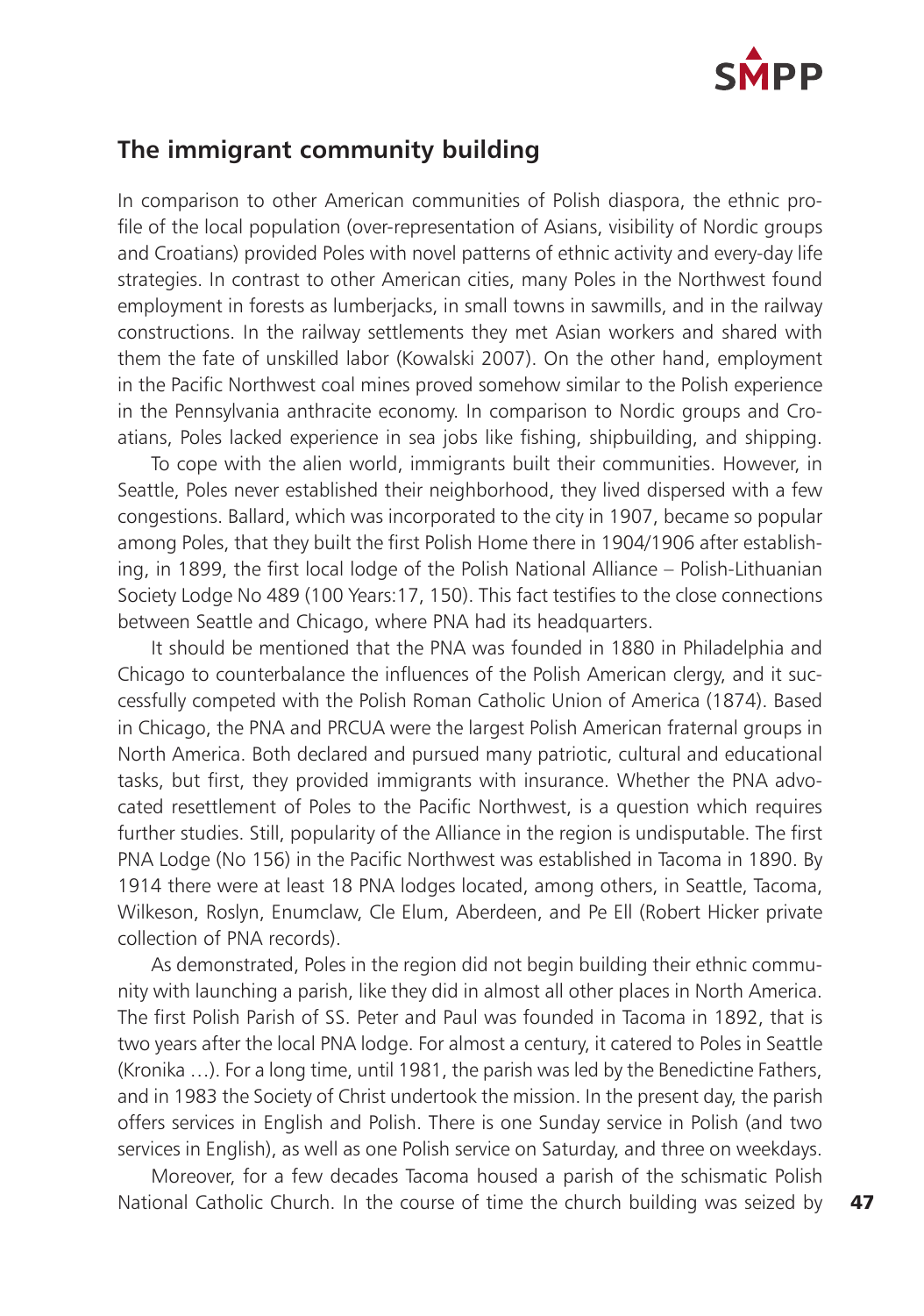## The immigrant community building

In comparison to other American communities of Polish diaspora, the ethnic profile of the local population (over-representation of Asians, visibility of Nordic groups and Croatians) provided Poles with novel patterns of ethnic activity and every-day life strategies. In contrast to other American cities, many Poles in the Northwest found employment in forests as lumberjacks, in small towns in sawmills, and in the railway constructions. In the railway settlements they met Asian workers and shared with them the fate of unskilled labor (Kowalski 2007). On the other hand, employment in the Pacific Northwest coal mines proved somehow similar to the Polish experience in the Pennsylvania anthracite economy. In comparison to Nordic groups and Croatians, Poles lacked experience in sea jobs like fishing, shipbuilding, and shipping.

To cope with the alien world, immigrants built their communities. However, in Seattle, Poles never established their neighborhood, they lived dispersed with a few congestions. Ballard, which was incorporated to the city in 1907, became so popular among Poles, that they built the first Polish Home there in 1904/1906 after establishing, in 1899, the first local lodge of the Polish National Alliance – Polish-Lithuanian Society Lodge No 489 (100 Years:17, 150). This fact testifies to the close connections between Seattle and Chicago, where PNA had its headquarters.

It should be mentioned that the PNA was founded in 1880 in Philadelphia and Chicago to counterbalance the influences of the Polish American clergy, and it successfully competed with the Polish Roman Catholic Union of America (1874). Based in Chicago, the PNA and PRCUA were the largest Polish American fraternal groups in North America. Both declared and pursued many patriotic, cultural and educational tasks, but first, they provided immigrants with insurance. Whether the PNA advocated resettlement of Poles to the Pacific Northwest, is a question which requires further studies. Still, popularity of the Alliance in the region is undisputable. The first PNA Lodge (No 156) in the Pacific Northwest was established in Tacoma in 1890. By 1914 there were at least 18 PNA lodges located, among others, in Seattle, Tacoma, Wilkeson, Roslyn, Enumclaw, Cle Elum, Aberdeen, and Pe Ell (Robert Hicker private collection of PNA records).

As demonstrated, Poles in the region did not begin building their ethnic community with launching a parish, like they did in almost all other places in North America. The first Polish Parish of SS. Peter and Paul was founded in Tacoma in 1892, that is two years after the local PNA lodge. For almost a century, it catered to Poles in Seattle (Kronika …). For a long time, until 1981, the parish was led by the Benedictine Fathers, and in 1983 the Society of Christ undertook the mission. In the present day, the parish offers services in English and Polish. There is one Sunday service in Polish (and two services in English), as well as one Polish service on Saturday, and three on weekdays.

Moreover, for a few decades Tacoma housed a parish of the schismatic Polish National Catholic Church. In the course of time the church building was seized by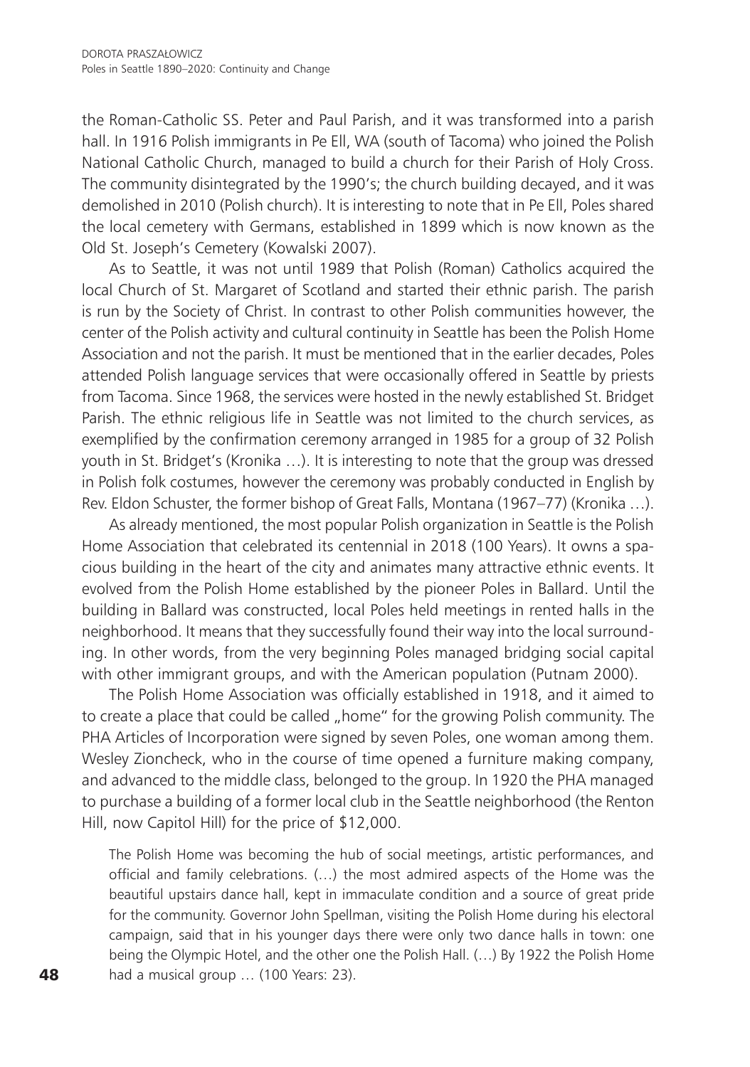the Roman-Catholic SS. Peter and Paul Parish, and it was transformed into a parish hall. In 1916 Polish immigrants in Pe Ell, WA (south of Tacoma) who joined the Polish National Catholic Church, managed to build a church for their Parish of Holy Cross. The community disintegrated by the 1990's; the church building decayed, and it was demolished in 2010 (Polish church). It is interesting to note that in Pe Ell, Poles shared the local cemetery with Germans, established in 1899 which is now known as the Old St. Joseph's Cemetery (Kowalski 2007).

As to Seattle, it was not until 1989 that Polish (Roman) Catholics acquired the local Church of St. Margaret of Scotland and started their ethnic parish. The parish is run by the Society of Christ. In contrast to other Polish communities however, the center of the Polish activity and cultural continuity in Seattle has been the Polish Home Association and not the parish. It must be mentioned that in the earlier decades, Poles attended Polish language services that were occasionally offered in Seattle by priests from Tacoma. Since 1968, the services were hosted in the newly established St. Bridget Parish. The ethnic religious life in Seattle was not limited to the church services, as exemplified by the confirmation ceremony arranged in 1985 for a group of 32 Polish youth in St. Bridget's (Kronika …). It is interesting to note that the group was dressed in Polish folk costumes, however the ceremony was probably conducted in English by Rev. Eldon Schuster, the former bishop of Great Falls, Montana (1967–77) (Kronika …).

As already mentioned, the most popular Polish organization in Seattle is the Polish Home Association that celebrated its centennial in 2018 (100 Years). It owns a spacious building in the heart of the city and animates many attractive ethnic events. It evolved from the Polish Home established by the pioneer Poles in Ballard. Until the building in Ballard was constructed, local Poles held meetings in rented halls in the neighborhood. It means that they successfully found their way into the local surrounding. In other words, from the very beginning Poles managed bridging social capital with other immigrant groups, and with the American population (Putnam 2000).

The Polish Home Association was officially established in 1918, and it aimed to to create a place that could be called „home" for the growing Polish community. The PHA Articles of Incorporation were signed by seven Poles, one woman among them. Wesley Zioncheck, who in the course of time opened a furniture making company, and advanced to the middle class, belonged to the group. In 1920 the PHA managed to purchase a building of a former local club in the Seattle neighborhood (the Renton Hill, now Capitol Hill) for the price of $12,000.

> The Polish Home was becoming the hub of social meetings, artistic performances, and official and family celebrations. (…) the most admired aspects of the Home was the beautiful upstairs dance hall, kept in immaculate condition and a source of great pride for the community. Governor John Spellman, visiting the Polish Home during his electoral campaign, said that in his younger days there were only two dance halls in town: one being the Olympic Hotel, and the other one the Polish Hall. (…) By 1922 the Polish Home had a musical group … (100 Years: 23).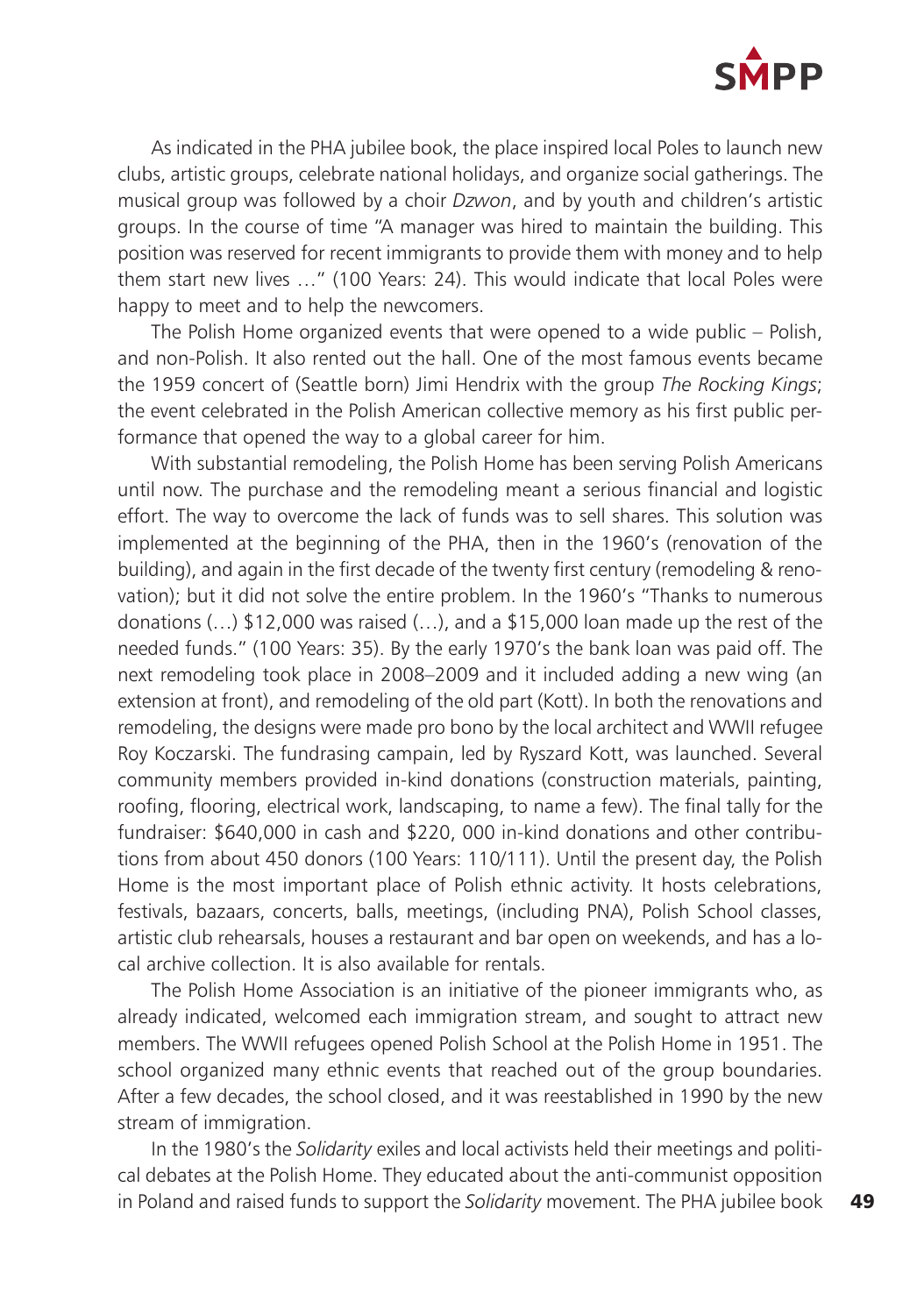As indicated in the PHA jubilee book, the place inspired local Poles to launch new clubs, artistic groups, celebrate national holidays, and organize social gatherings. The musical group was followed by a choir *Dzwon*, and by youth and children's artistic groups. In the course of time "A manager was hired to maintain the building. This position was reserved for recent immigrants to provide them with money and to help them start new lives …" (100 Years: 24). This would indicate that local Poles were happy to meet and to help the newcomers.

The Polish Home organized events that were opened to a wide public – Polish, and non-Polish. It also rented out the hall. One of the most famous events became the 1959 concert of (Seattle born) Jimi Hendrix with the group *The Rocking Kings*; the event celebrated in the Polish American collective memory as his first public performance that opened the way to a global career for him.

With substantial remodeling, the Polish Home has been serving Polish Americans until now. The purchase and the remodeling meant a serious financial and logistic effort. The way to overcome the lack of funds was to sell shares. This solution was implemented at the beginning of the PHA, then in the 1960's (renovation of the building), and again in the first decade of the twenty first century (remodeling & renovation); but it did not solve the entire problem. In the 1960's "Thanks to numerous donations (…) $12,000 was raised (…), and a $15,000 loan made up the rest of the needed funds." (100 Years: 35). By the early 1970's the bank loan was paid off. The next remodeling took place in 2008–2009 and it included adding a new wing (an extension at front), and remodeling of the old part (Kott). In both the renovations and remodeling, the designs were made pro bono by the local architect and WWII refugee Roy Koczarski. The fundrasing campain, led by Ryszard Kott, was launched. Several community members provided in-kind donations (construction materials, painting, roofing, flooring, electrical work, landscaping, to name a few). The final tally for the fundraiser: $640,000 in cash and $220, 000 in-kind donations and other contributions from about 450 donors (100 Years: 110/111). Until the present day, the Polish Home is the most important place of Polish ethnic activity. It hosts celebrations, festivals, bazaars, concerts, balls, meetings, (including PNA), Polish School classes, artistic club rehearsals, houses a restaurant and bar open on weekends, and has a local archive collection. It is also available for rentals.

The Polish Home Association is an initiative of the pioneer immigrants who, as already indicated, welcomed each immigration stream, and sought to attract new members. The WWII refugees opened Polish School at the Polish Home in 1951. The school organized many ethnic events that reached out of the group boundaries. After a few decades, the school closed, and it was reestablished in 1990 by the new stream of immigration.

In the 1980's the *Solidarity* exiles and local activists held their meetings and political debates at the Polish Home. They educated about the anti-communist opposition in Poland and raised funds to support the *Solidarity* movement. The PHA jubilee book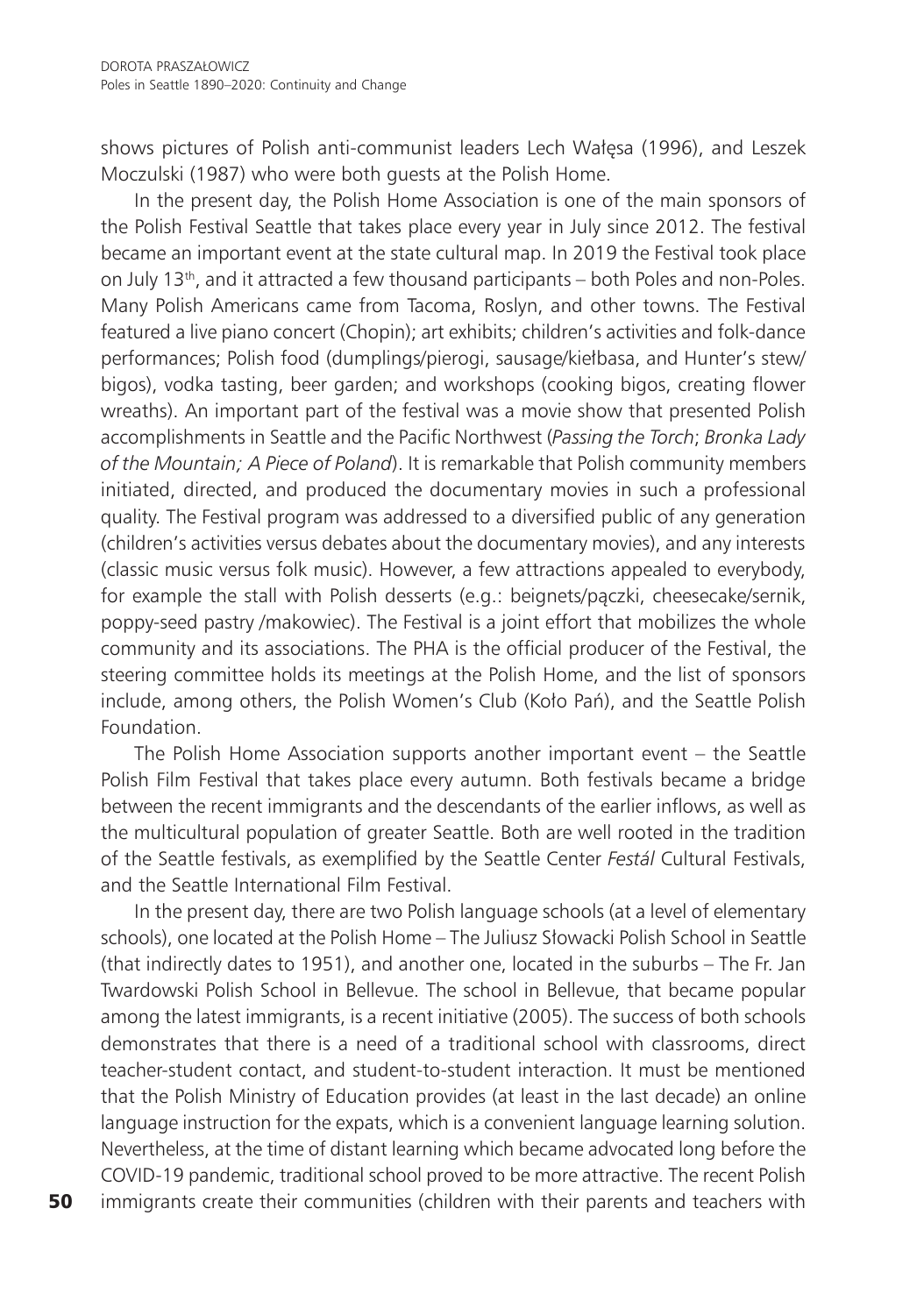shows pictures of Polish anti-communist leaders Lech Wałęsa (1996), and Leszek Moczulski (1987) who were both guests at the Polish Home.

In the present day, the Polish Home Association is one of the main sponsors of the Polish Festival Seattle that takes place every year in July since 2012. The festival became an important event at the state cultural map. In 2019 the Festival took place on July 13th, and it attracted a few thousand participants – both Poles and non-Poles. Many Polish Americans came from Tacoma, Roslyn, and other towns. The Festival featured a live piano concert (Chopin); art exhibits; children's activities and folk-dance performances; Polish food (dumplings/pierogi, sausage/kiełbasa, and Hunter's stew/bigos), vodka tasting, beer garden; and workshops (cooking bigos, creating flower wreaths). An important part of the festival was a movie show that presented Polish accomplishments in Seattle and the Pacific Northwest (*Passing the Torch*; *Bronka Lady of the Mountain; A Piece of Poland*). It is remarkable that Polish community members initiated, directed, and produced the documentary movies in such a professional quality. The Festival program was addressed to a diversified public of any generation (children's activities versus debates about the documentary movies), and any interests (classic music versus folk music). However, a few attractions appealed to everybody, for example the stall with Polish desserts (e.g.: beignets/pączki, cheesecake/sernik, poppy-seed pastry /makowiec). The Festival is a joint effort that mobilizes the whole community and its associations. The PHA is the official producer of the Festival, the steering committee holds its meetings at the Polish Home, and the list of sponsors include, among others, the Polish Women's Club (Koło Pań), and the Seattle Polish Foundation.

The Polish Home Association supports another important event – the Seattle Polish Film Festival that takes place every autumn. Both festivals became a bridge between the recent immigrants and the descendants of the earlier inflows, as well as the multicultural population of greater Seattle. Both are well rooted in the tradition of the Seattle festivals, as exemplified by the Seattle Center *Festál* Cultural Festivals, and the Seattle International Film Festival.

In the present day, there are two Polish language schools (at a level of elementary schools), one located at the Polish Home – The Juliusz Słowacki Polish School in Seattle (that indirectly dates to 1951), and another one, located in the suburbs – The Fr. Jan Twardowski Polish School in Bellevue. The school in Bellevue, that became popular among the latest immigrants, is a recent initiative (2005). The success of both schools demonstrates that there is a need of a traditional school with classrooms, direct teacher-student contact, and student-to-student interaction. It must be mentioned that the Polish Ministry of Education provides (at least in the last decade) an online language instruction for the expats, which is a convenient language learning solution. Nevertheless, at the time of distant learning which became advocated long before the COVID-19 pandemic, traditional school proved to be more attractive. The recent Polish immigrants create their communities (children with their parents and teachers with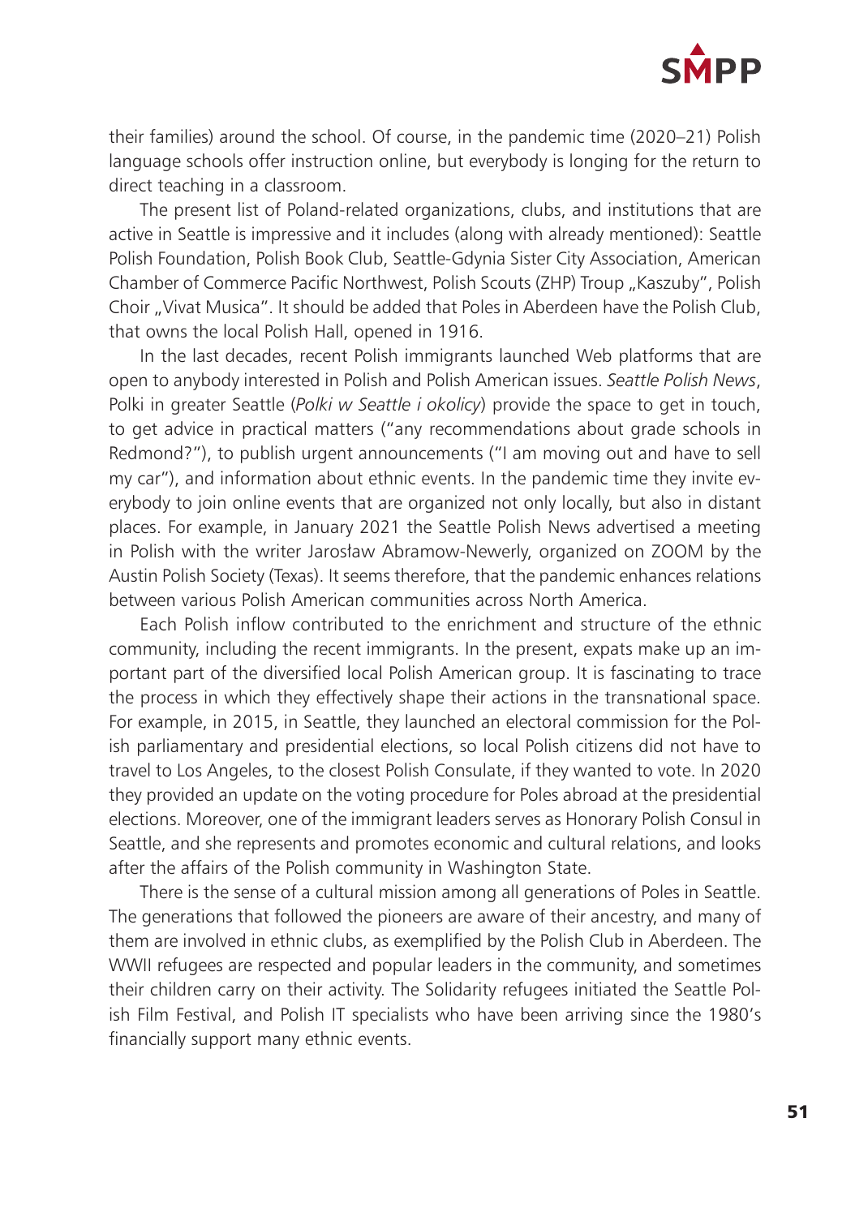their families) around the school. Of course, in the pandemic time (2020–21) Polish language schools offer instruction online, but everybody is longing for the return to direct teaching in a classroom.

The present list of Poland-related organizations, clubs, and institutions that are active in Seattle is impressive and it includes (along with already mentioned): Seattle Polish Foundation, Polish Book Club, Seattle-Gdynia Sister City Association, American Chamber of Commerce Pacific Northwest, Polish Scouts (ZHP) Troup „Kaszuby", Polish Choir „Vivat Musica". It should be added that Poles in Aberdeen have the Polish Club, that owns the local Polish Hall, opened in 1916.

In the last decades, recent Polish immigrants launched Web platforms that are open to anybody interested in Polish and Polish American issues. *Seattle Polish News*, Polki in greater Seattle (*Polki w Seattle i okolicy*) provide the space to get in touch, to get advice in practical matters ("any recommendations about grade schools in Redmond?"), to publish urgent announcements ("I am moving out and have to sell my car"), and information about ethnic events. In the pandemic time they invite everybody to join online events that are organized not only locally, but also in distant places. For example, in January 2021 the Seattle Polish News advertised a meeting in Polish with the writer Jarosław Abramow-Newerly, organized on ZOOM by the Austin Polish Society (Texas). It seems therefore, that the pandemic enhances relations between various Polish American communities across North America.

Each Polish inflow contributed to the enrichment and structure of the ethnic community, including the recent immigrants. In the present, expats make up an important part of the diversified local Polish American group. It is fascinating to trace the process in which they effectively shape their actions in the transnational space. For example, in 2015, in Seattle, they launched an electoral commission for the Polish parliamentary and presidential elections, so local Polish citizens did not have to travel to Los Angeles, to the closest Polish Consulate, if they wanted to vote. In 2020 they provided an update on the voting procedure for Poles abroad at the presidential elections. Moreover, one of the immigrant leaders serves as Honorary Polish Consul in Seattle, and she represents and promotes economic and cultural relations, and looks after the affairs of the Polish community in Washington State.

There is the sense of a cultural mission among all generations of Poles in Seattle. The generations that followed the pioneers are aware of their ancestry, and many of them are involved in ethnic clubs, as exemplified by the Polish Club in Aberdeen. The WWII refugees are respected and popular leaders in the community, and sometimes their children carry on their activity. The Solidarity refugees initiated the Seattle Polish Film Festival, and Polish IT specialists who have been arriving since the 1980's financially support many ethnic events.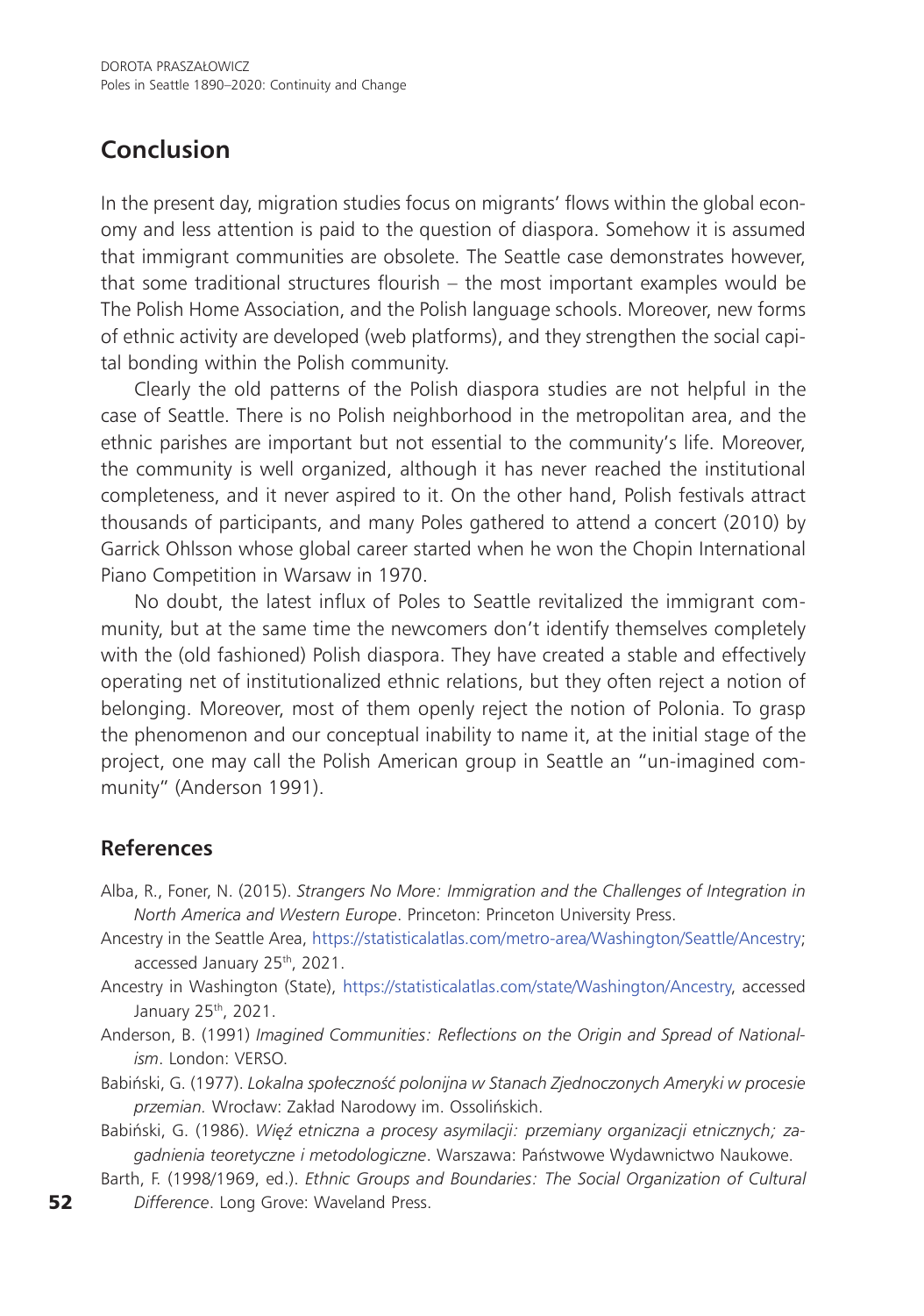## Conclusion

In the present day, migration studies focus on migrants' flows within the global economy and less attention is paid to the question of diaspora. Somehow it is assumed that immigrant communities are obsolete. The Seattle case demonstrates however, that some traditional structures flourish – the most important examples would be The Polish Home Association, and the Polish language schools. Moreover, new forms of ethnic activity are developed (web platforms), and they strengthen the social capital bonding within the Polish community.

Clearly the old patterns of the Polish diaspora studies are not helpful in the case of Seattle. There is no Polish neighborhood in the metropolitan area, and the ethnic parishes are important but not essential to the community's life. Moreover, the community is well organized, although it has never reached the institutional completeness, and it never aspired to it. On the other hand, Polish festivals attract thousands of participants, and many Poles gathered to attend a concert (2010) by Garrick Ohlsson whose global career started when he won the Chopin International Piano Competition in Warsaw in 1970.

No doubt, the latest influx of Poles to Seattle revitalized the immigrant community, but at the same time the newcomers don't identify themselves completely with the (old fashioned) Polish diaspora. They have created a stable and effectively operating net of institutionalized ethnic relations, but they often reject a notion of belonging. Moreover, most of them openly reject the notion of Polonia. To grasp the phenomenon and our conceptual inability to name it, at the initial stage of the project, one may call the Polish American group in Seattle an "un-imagined community" (Anderson 1991).

## References

Alba, R., Foner, N. (2015). *Strangers No More: Immigration and the Challenges of Integration in North America and Western Europe*. Princeton: Princeton University Press.

Ancestry in the Seattle Area, https://statisticalatlas.com/metro-area/Washington/Seattle/Ancestry; accessed January 25th, 2021.

Ancestry in Washington (State), https://statisticalatlas.com/state/Washington/Ancestry, accessed January 25th, 2021.

Anderson, B. (1991) *Imagined Communities: Reflections on the Origin and Spread of Nationalism*. London: VERSO.

Babiński, G. (1977). *Lokalna społeczność polonijna w Stanach Zjednoczonych Ameryki w procesie przemian.* Wrocław: Zakład Narodowy im. Ossolińskich.

Babiński, G. (1986). *Więź etniczna a procesy asymilacji: przemiany organizacji etnicznych; zagadnienia teoretyczne i metodologiczne*. Warszawa: Państwowe Wydawnictwo Naukowe.

Barth, F. (1998/1969, ed.). *Ethnic Groups and Boundaries: The Social Organization of Cultural Difference*. Long Grove: Waveland Press.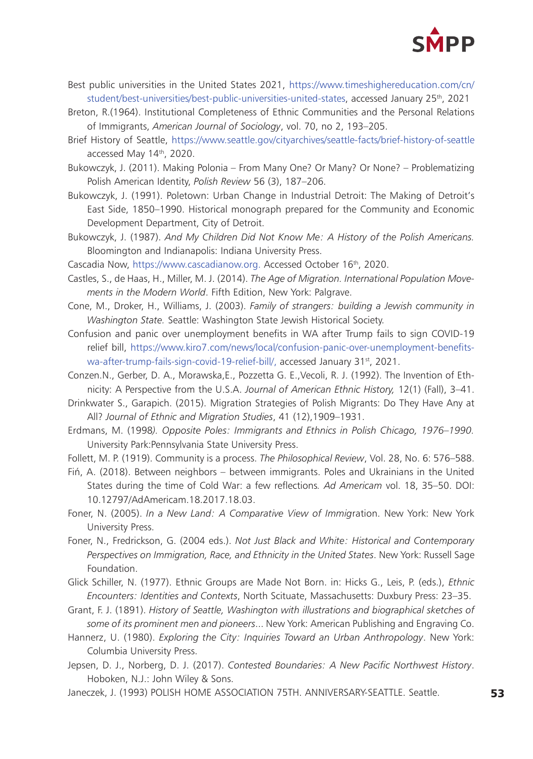Best public universities in the United States 2021, https://www.timeshighereducation.com/cn/student/best-universities/best-public-universities-united-states, accessed January 25th, 2021

Breton, R.(1964). Institutional Completeness of Ethnic Communities and the Personal Relations of Immigrants, *American Journal of Sociology*, vol. 70, no 2, 193–205.

Brief History of Seattle, https://www.seattle.gov/cityarchives/seattle-facts/brief-history-of-seattle accessed May 14th, 2020.

Bukowczyk, J. (2011). Making Polonia – From Many One? Or Many? Or None? – Problematizing Polish American Identity, *Polish Review* 56 (3), 187–206.

Bukowczyk, J. (1991). Poletown: Urban Change in Industrial Detroit: The Making of Detroit's East Side, 1850–1990. Historical monograph prepared for the Community and Economic Development Department, City of Detroit.

Bukowczyk, J. (1987). *And My Children Did Not Know Me: A History of the Polish Americans.* Bloomington and Indianapolis: Indiana University Press.

Cascadia Now, https://www.cascadianow.org. Accessed October 16th, 2020.

Castles, S., de Haas, H., Miller, M. J. (2014). *The Age of Migration. International Population Movements in the Modern World*. Fifth Edition, New York: Palgrave.

Cone, M., Droker, H., Williams, J. (2003). *Family of strangers: building a Jewish community in Washington State.* Seattle: Washington State Jewish Historical Society.

Confusion and panic over unemployment benefits in WA after Trump fails to sign COVID-19 relief bill, https://www.kiro7.com/news/local/confusion-panic-over-unemployment-benefits-wa-after-trump-fails-sign-covid-19-relief-bill/, accessed January 31st, 2021.

Conzen.N., Gerber, D. A., Morawska,E., Pozzetta G. E.,Vecoli, R. J. (1992). The Invention of Ethnicity: A Perspective from the U.S.A. *Journal of American Ethnic History,* 12(1) (Fall), 3–41.

Drinkwater S., Garapich. (2015). Migration Strategies of Polish Migrants: Do They Have Any at All? *Journal of Ethnic and Migration Studies*, 41 (12),1909–1931.

Erdmans, M. (1998*). Opposite Poles: Immigrants and Ethnics in Polish Chicago, 1976–1990.* University Park:Pennsylvania State University Press.

Follett, M. P. (1919). Community is a process. *The Philosophical Review*, Vol. 28, No. 6: 576–588.

Fiń, A. (2018). Between neighbors – between immigrants. Poles and Ukrainians in the United States during the time of Cold War: a few reflections*. Ad Americam* vol. 18, 35–50. DOI: 10.12797/AdAmericam.18.2017.18.03.

Foner, N. (2005). *In a New Land: A Comparative View of Immig*ration. New York: New York University Press.

Foner, N., Fredrickson, G. (2004 eds.). *Not Just Black and White: Historical and Contemporary Perspectives on Immigration, Race, and Ethnicity in the United States*. New York: Russell Sage Foundation.

Glick Schiller, N. (1977). Ethnic Groups are Made Not Born. in: Hicks G., Leis, P. (eds.), *Ethnic Encounters: Identities and Contexts*, North Scituate, Massachusetts: Duxbury Press: 23–35.

Grant, F. J. (1891). *History of Seattle, Washington with illustrations and biographical sketches of some of its prominent men and pioneers*... New York: American Publishing and Engraving Co.

Hannerz, U. (1980). *Exploring the City: Inquiries Toward an Urban Anthropology*. New York: Columbia University Press.

Jepsen, D. J., Norberg, D. J. (2017). *Contested Boundaries: A New Pacific Northwest History*. Hoboken, N.J.: John Wiley & Sons.

Janeczek, J. (1993) POLISH HOME ASSOCIATION 75TH. ANNIVERSARY-SEATTLE. Seattle.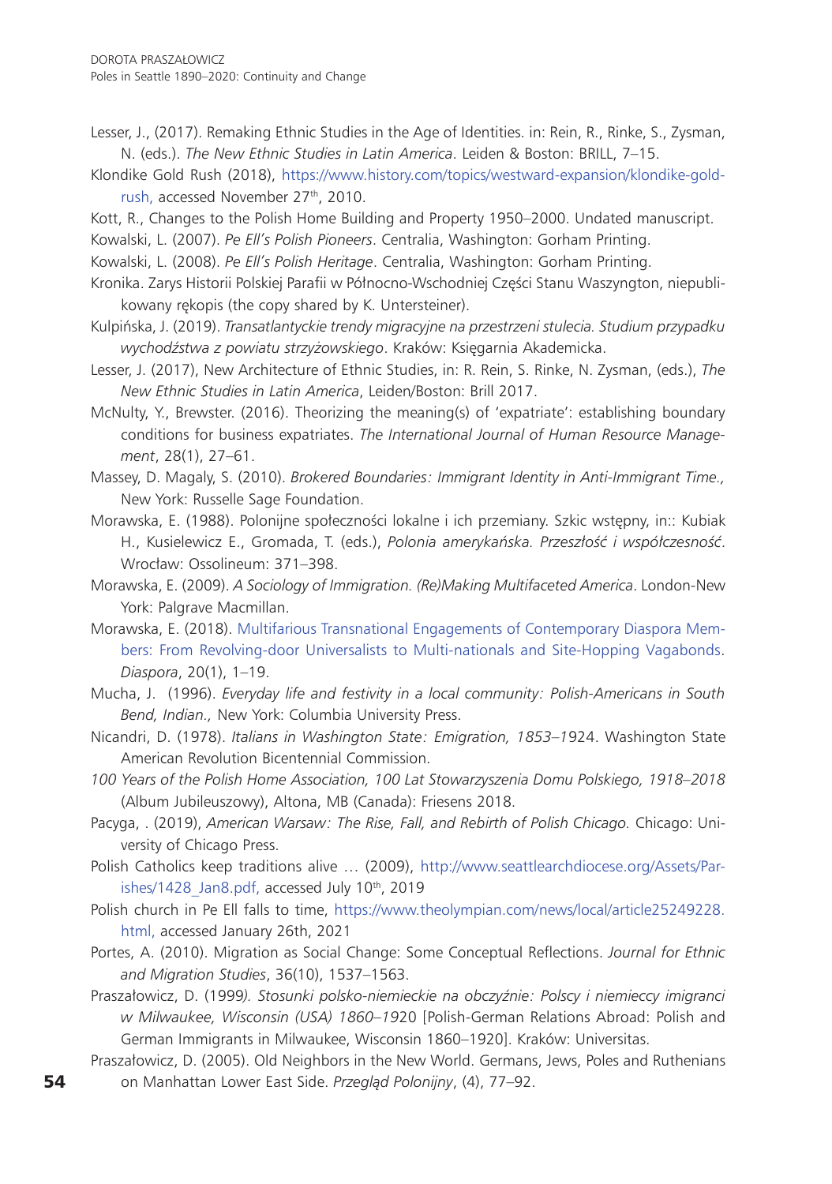Lesser, J., (2017). Remaking Ethnic Studies in the Age of Identities. in: Rein, R., Rinke, S., Zysman, N. (eds.). *The New Ethnic Studies in Latin America*. Leiden & Boston: BRILL, 7–15.

Klondike Gold Rush (2018), https://www.history.com/topics/westward-expansion/klondike-gold-rush, accessed November 27th, 2010.

Kott, R., Changes to the Polish Home Building and Property 1950–2000. Undated manuscript.

Kowalski, L. (2007). *Pe Ell's Polish Pioneers*. Centralia, Washington: Gorham Printing.

Kowalski, L. (2008). *Pe Ell's Polish Heritage*. Centralia, Washington: Gorham Printing.

Kronika. Zarys Historii Polskiej Parafii w Północno-Wschodniej Części Stanu Waszyngton, niepublikowany rękopis (the copy shared by K. Untersteiner).

Kulpińska, J. (2019). *Transatlantyckie trendy migracyjne na przestrzeni stulecia. Studium przypadku wychodźstwa z powiatu strzyżowskiego*. Kraków: Księgarnia Akademicka.

Lesser, J. (2017), New Architecture of Ethnic Studies, in: R. Rein, S. Rinke, N. Zysman, (eds.), *The New Ethnic Studies in Latin America*, Leiden/Boston: Brill 2017.

McNulty, Y., Brewster. (2016). Theorizing the meaning(s) of 'expatriate': establishing boundary conditions for business expatriates. *The International Journal of Human Resource Management*, 28(1), 27–61.

Massey, D. Magaly, S. (2010). *Brokered Boundaries: Immigrant Identity in Anti-Immigrant Time.,* New York: Russelle Sage Foundation.

Morawska, E. (1988). Polonijne społeczności lokalne i ich przemiany. Szkic wstępny, in:: Kubiak H., Kusielewicz E., Gromada, T. (eds.), *Polonia amerykańska. Przeszłość i współczesność*. Wrocław: Ossolineum: 371–398.

Morawska, E. (2009). *A Sociology of Immigration. (Re)Making Multifaceted America*. London-New York: Palgrave Macmillan.

Morawska, E. (2018). Multifarious Transnational Engagements of Contemporary Diaspora Members: From Revolving-door Universalists to Multi-nationals and Site-Hopping Vagabonds. *Diaspora*, 20(1), 1–19.

Mucha, J. (1996). *Everyday life and festivity in a local community: Polish-Americans in South Bend, Indian.,* New York: Columbia University Press.

Nicandri, D. (1978). *Italians in Washington State: Emigration, 1853–1*924. Washington State American Revolution Bicentennial Commission.

*100 Years of the Polish Home Association, 100 Lat Stowarzyszenia Domu Polskiego, 1918–2018* (Album Jubileuszowy), Altona, MB (Canada): Friesens 2018.

Pacyga, . (2019), *American Warsaw: The Rise, Fall, and Rebirth of Polish Chicago.* Chicago: University of Chicago Press.

Polish Catholics keep traditions alive … (2009), http://www.seattlearchdiocese.org/Assets/Parishes/1428_Jan8.pdf, accessed July 10th, 2019

Polish church in Pe Ell falls to time, https://www.theolympian.com/news/local/article25249228.html, accessed January 26th, 2021

Portes, A. (2010). Migration as Social Change: Some Conceptual Reflections. *Journal for Ethnic and Migration Studies*, 36(10), 1537–1563.

Praszałowicz, D. (1999*). Stosunki polsko-niemieckie na obczyźnie: Polscy i niemieccy imigranci w Milwaukee, Wisconsin (USA) 1860–19*20 [Polish-German Relations Abroad: Polish and German Immigrants in Milwaukee, Wisconsin 1860–1920]. Kraków: Universitas.

Praszałowicz, D. (2005). Old Neighbors in the New World. Germans, Jews, Poles and Ruthenians on Manhattan Lower East Side. *Przegląd Polonijny*, (4), 77–92.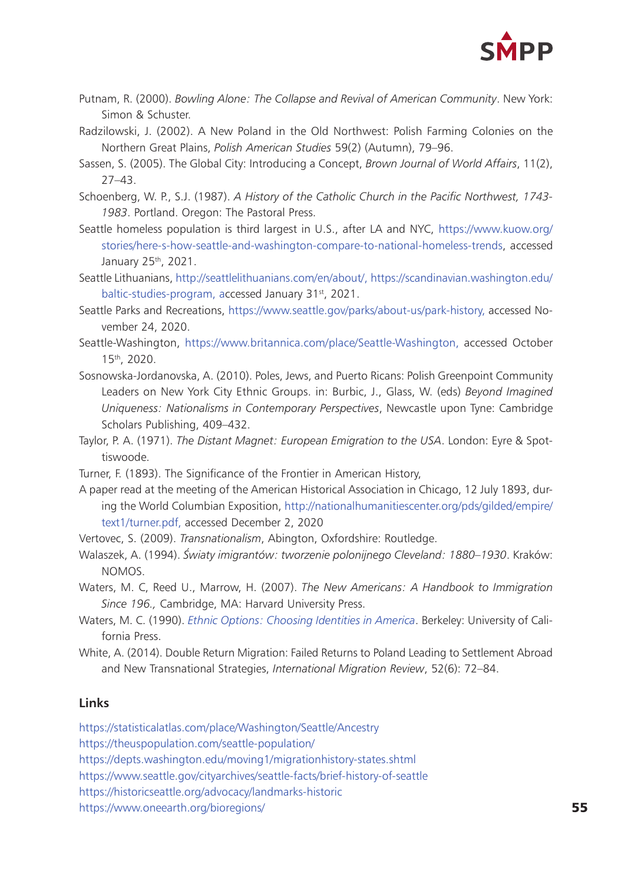Putnam, R. (2000). *Bowling Alone: The Collapse and Revival of American Community*. New York: Simon & Schuster.

Radzilowski, J. (2002). A New Poland in the Old Northwest: Polish Farming Colonies on the Northern Great Plains, *Polish American Studies* 59(2) (Autumn), 79–96.

Sassen, S. (2005). The Global City: Introducing a Concept, *Brown Journal of World Affairs*, 11(2), 27–43.

Schoenberg, W. P., S.J. (1987). *A History of the Catholic Church in the Pacific Northwest, 1743-1983*. Portland. Oregon: The Pastoral Press.

Seattle homeless population is third largest in U.S., after LA and NYC, https://www.kuow.org/stories/here-s-how-seattle-and-washington-compare-to-national-homeless-trends, accessed January 25th, 2021.

Seattle Lithuanians, http://seattlelithuanians.com/en/about/, https://scandinavian.washington.edu/baltic-studies-program, accessed January 31st, 2021.

Seattle Parks and Recreations, https://www.seattle.gov/parks/about-us/park-history, accessed November 24, 2020.

Seattle-Washington, https://www.britannica.com/place/Seattle-Washington, accessed October 15th, 2020.

Sosnowska-Jordanovska, A. (2010). Poles, Jews, and Puerto Ricans: Polish Greenpoint Community Leaders on New York City Ethnic Groups. in: Burbic, J., Glass, W. (eds) *Beyond Imagined Uniqueness: Nationalisms in Contemporary Perspectives*, Newcastle upon Tyne: Cambridge Scholars Publishing, 409–432.

Taylor, P. A. (1971). *The Distant Magnet: European Emigration to the USA*. London: Eyre & Spottiswoode.

Turner, F. (1893). The Significance of the Frontier in American History,

A paper read at the meeting of the American Historical Association in Chicago, 12 July 1893, during the World Columbian Exposition, http://nationalhumanitiescenter.org/pds/gilded/empire/text1/turner.pdf, accessed December 2, 2020

Vertovec, S. (2009). *Transnationalism*, Abington, Oxfordshire: Routledge.

Walaszek, A. (1994). *Światy imigrantów: tworzenie polonijnego Cleveland: 1880–1930*. Kraków: NOMOS.

Waters, M. C, Reed U., Marrow, H. (2007). *The New Americans: A Handbook to Immigration Since 196.,* Cambridge, MA: Harvard University Press.

Waters, M. C. (1990). *Ethnic Options: Choosing Identities in America*. Berkeley: University of California Press.

White, A. (2014). Double Return Migration: Failed Returns to Poland Leading to Settlement Abroad and New Transnational Strategies, *International Migration Review*, 52(6): 72–84.

## Links

https://statisticalatlas.com/place/Washington/Seattle/Ancestry
https://theuspopulation.com/seattle-population/
https://depts.washington.edu/moving1/migrationhistory-states.shtml
https://www.seattle.gov/cityarchives/seattle-facts/brief-history-of-seattle
https://historicseattle.org/advocacy/landmarks-historic
https://www.oneearth.org/bioregions/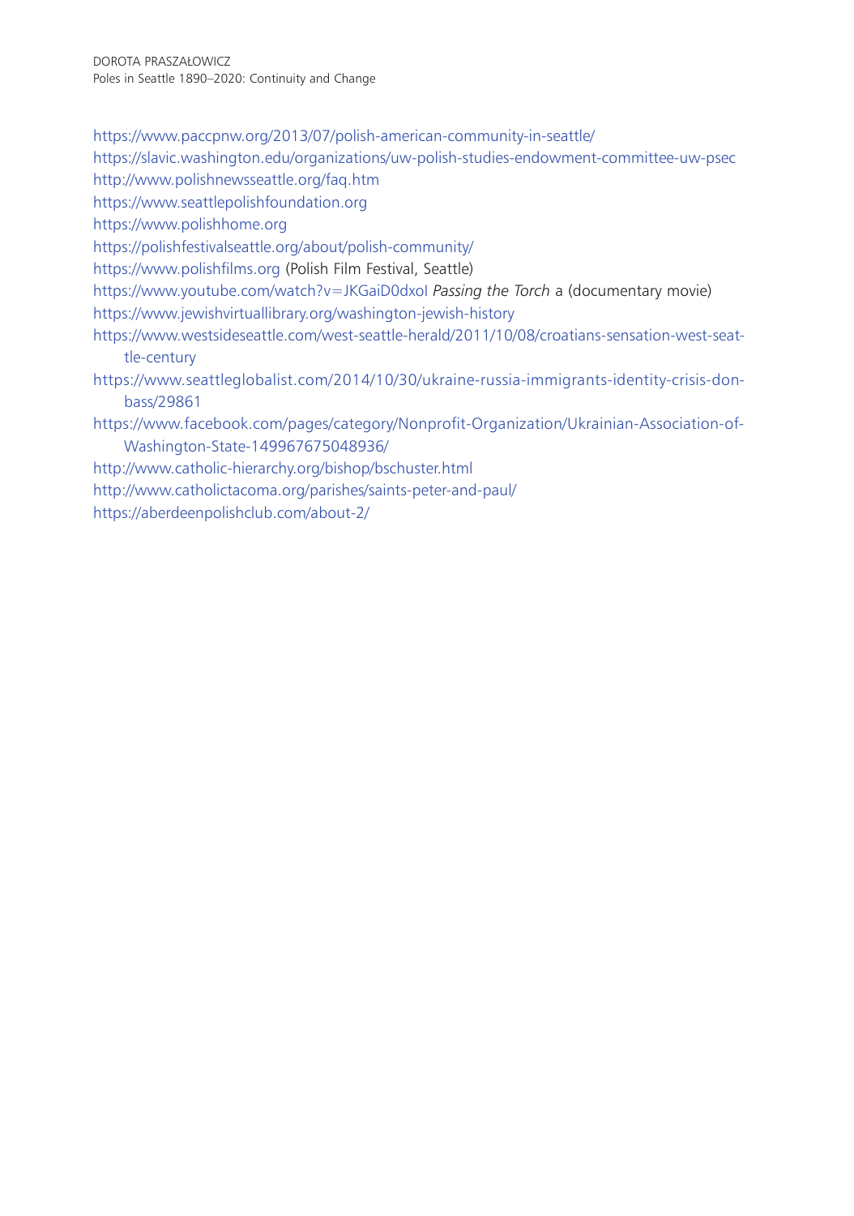https://www.paccpnw.org/2013/07/polish-american-community-in-seattle/

https://slavic.washington.edu/organizations/uw-polish-studies-endowment-committee-uw-psec

http://www.polishnewsseattle.org/faq.htm

https://www.seattlepolishfoundation.org

https://www.polishhome.org

https://polishfestivalseattle.org/about/polish-community/

https://www.polishfilms.org (Polish Film Festival, Seattle)

https://www.youtube.com/watch?v=JKGaiD0dxoI *Passing the Torch* a (documentary movie)

https://www.jewishvirtuallibrary.org/washington-jewish-history

https://www.westsideseattle.com/west-seattle-herald/2011/10/08/croatians-sensation-west-seattle-century

https://www.seattleglobalist.com/2014/10/30/ukraine-russia-immigrants-identity-crisis-donbass/29861

https://www.facebook.com/pages/category/Nonprofit-Organization/Ukrainian-Association-of-Washington-State-149967675048936/

http://www.catholic-hierarchy.org/bishop/bschuster.html

http://www.catholictacoma.org/parishes/saints-peter-and-paul/

https://aberdeenpolishclub.com/about-2/